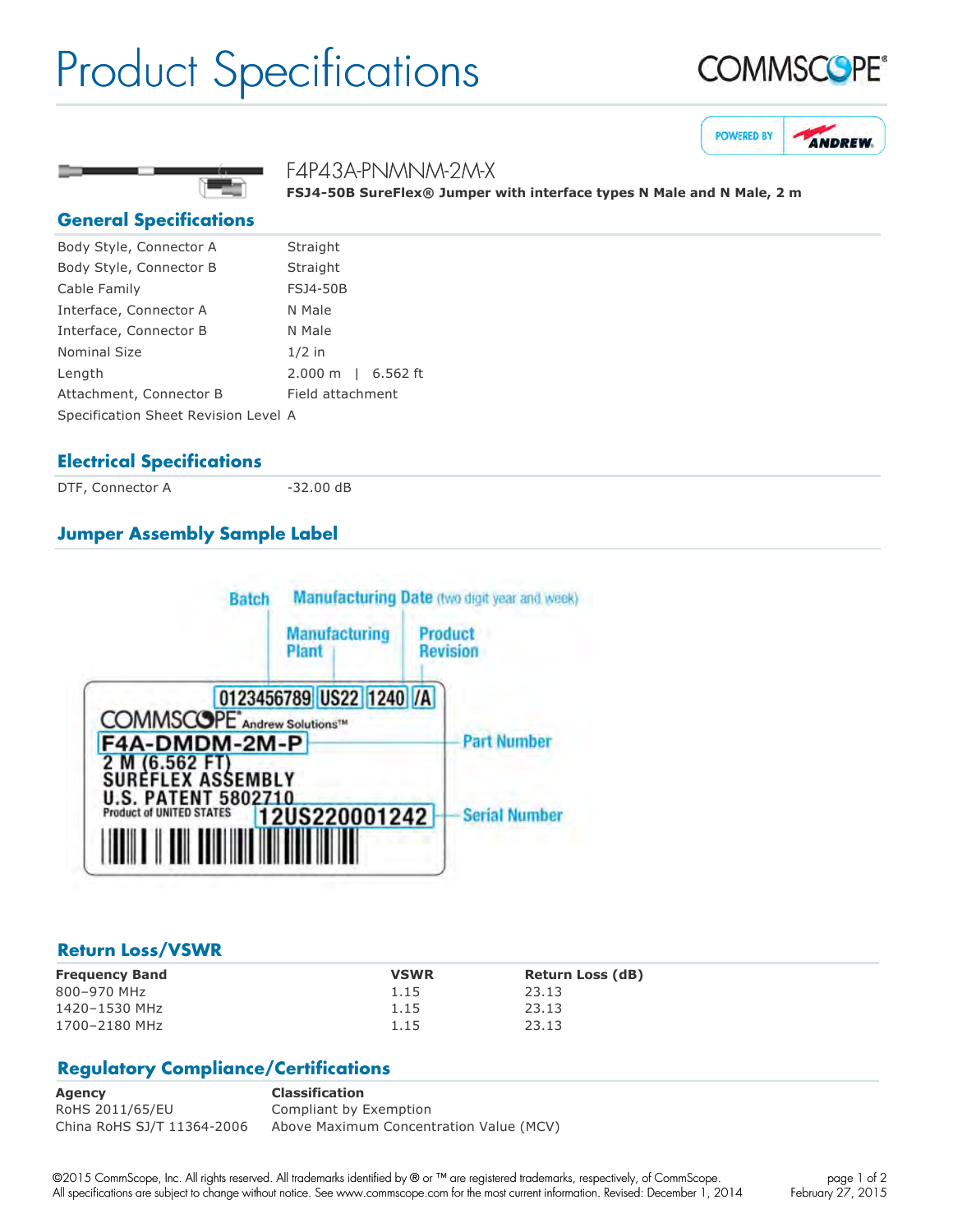# Product Specifications

COMMSCOPE®

POWERED BY ANDREW

F4P43A-PNMNM-2M-X

**FSJ4-50B SureFlex® Jumper with interface types N Male and N Male, 2 m**

## General Specifications

| | |
|---|---|
| Body Style, Connector A | Straight |
| Body Style, Connector B | Straight |
| Cable Family | FSJ4-50B |
| Interface, Connector A | N Male |
| Interface, Connector B | N Male |
| Nominal Size | 1/2 in |
| Length | 2.000 m \| 6.562 ft |
| Attachment, Connector B | Field attachment |
| Specification Sheet Revision Level | A |

## Electrical Specifications

| | |
|---|---|
| DTF, Connector A | -32.00 dB |

## Jumper Assembly Sample Label

Batch — Manufacturing Date (two digit year and week) — Manufacturing Plant — Product Revision

0123456789 US22 1240 /A

COMMSCOPE® Andrew Solutions™

F4A-DMDM-2M-P — Part Number

2 M (6.562 FT)
SUREFLEX ASSEMBLY
U.S. PATENT 5802710
Product of UNITED STATES

12US220001242 — Serial Number

## Return Loss/VSWR

| Frequency Band | VSWR | Return Loss (dB) |
|---|---|---|
| 800–970 MHz | 1.15 | 23.13 |
| 1420–1530 MHz | 1.15 | 23.13 |
| 1700–2180 MHz | 1.15 | 23.13 |

## Regulatory Compliance/Certifications

| Agency | Classification |
|---|---|
| RoHS 2011/65/EU | Compliant by Exemption |
| China RoHS SJ/T 11364-2006 | Above Maximum Concentration Value (MCV) |

©2015 CommScope, Inc. All rights reserved. All trademarks identified by ® or ™ are registered trademarks, respectively, of CommScope. All specifications are subject to change without notice. See www.commscope.com for the most current information. Revised: December 1, 2014

February 27, 2015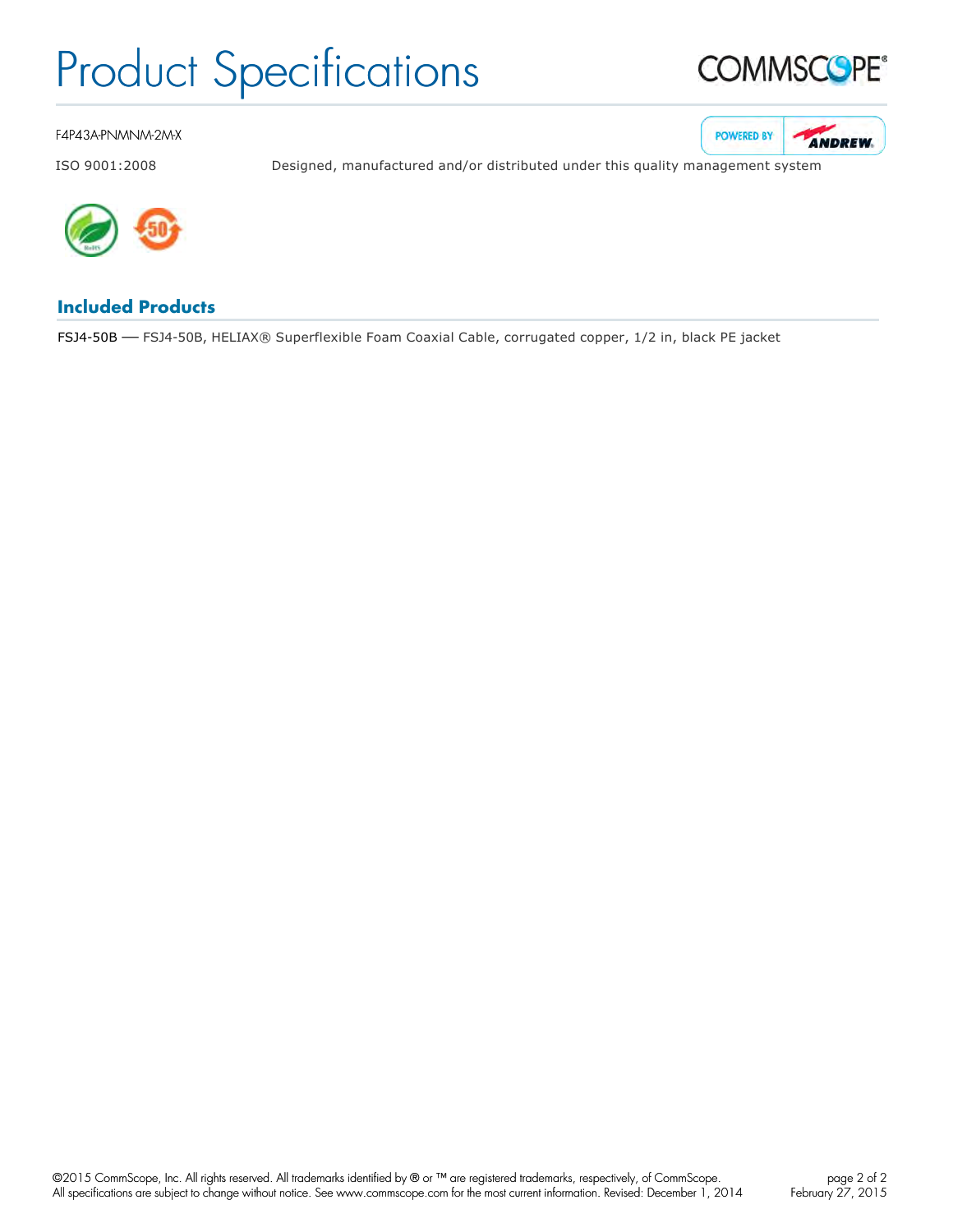# Product Specifications

F4P43A-PNMNM-2M-X

ISO 9001:2008 Designed, manufactured and/or distributed under this quality management system

## Included Products

FSJ4-50B — FSJ4-50B, HELIAX® Superflexible Foam Coaxial Cable, corrugated copper, 1/2 in, black PE jacket

©2015 CommScope, Inc. All rights reserved. All trademarks identified by ® or ™ are registered trademarks, respectively, of CommScope.
All specifications are subject to change without notice. See www.commscope.com for the most current information. Revised: December 1, 2014

February 27, 2015